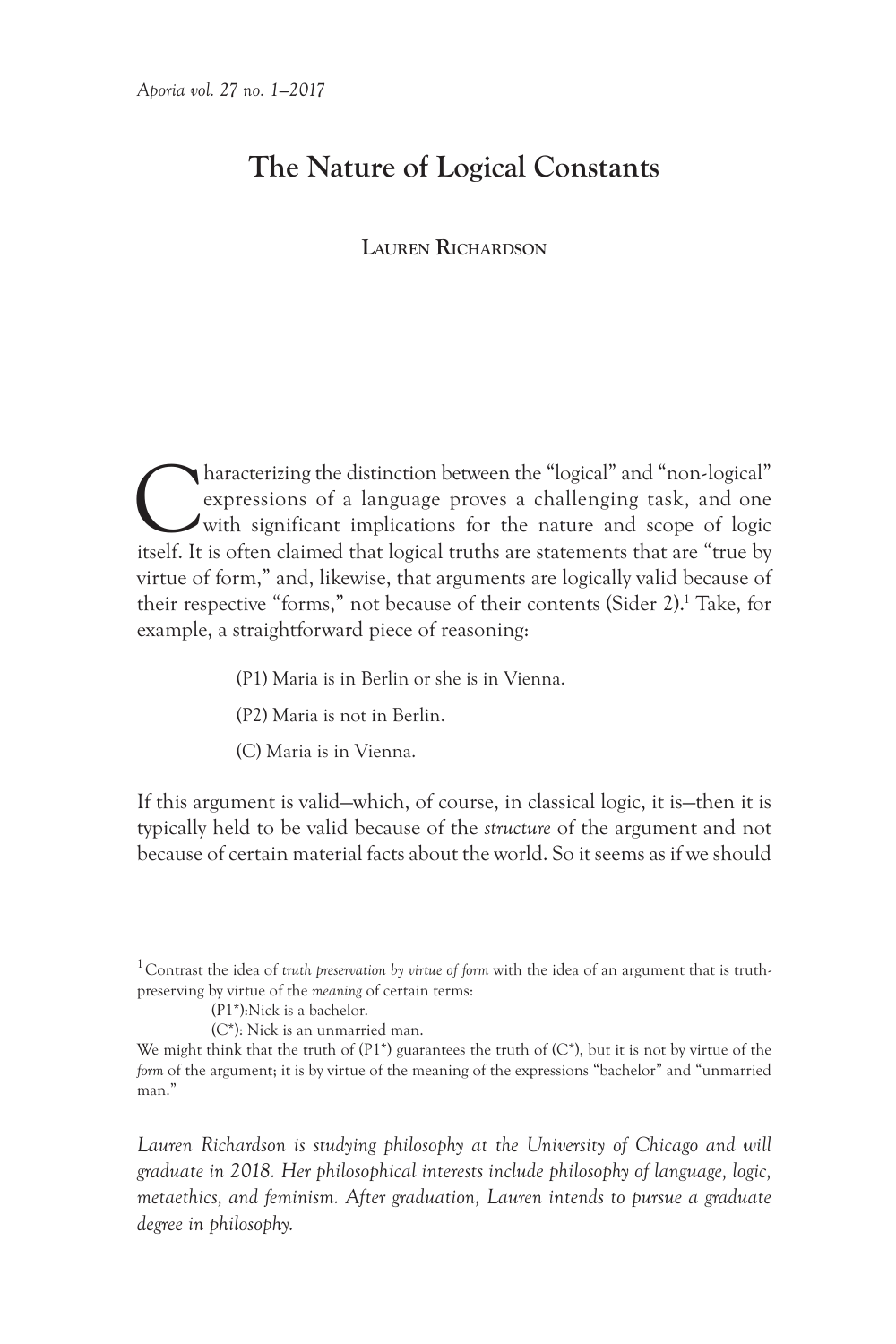# The Nature of Logical Constants

**Lauren Richardson**

Characterizing the distinction between the "logical" and "non-logical" expressions of a language proves a challenging task, and one with significant implications for the nature and scope of logic itself. It is often claimed that logical truths are statements that are "true by virtue of form," and, likewise, that arguments are logically valid because of their respective "forms," not because of their contents (Sider 2).[1] Take, for example, a straightforward piece of reasoning:

> (P1) Maria is in Berlin or she is in Vienna.
>
> (P2) Maria is not in Berlin.
>
> (C) Maria is in Vienna.

If this argument is valid—which, of course, in classical logic, it is—then it is typically held to be valid because of the *structure* of the argument and not because of certain material facts about the world. So it seems as if we should

---

[1] Contrast the idea of *truth preservation by virtue of form* with the idea of an argument that is truth-preserving by virtue of the *meaning* of certain terms:

> (P1*):Nick is a bachelor.
>
> (C*): Nick is an unmarried man.

We might think that the truth of (P1*) guarantees the truth of (C*), but it is not by virtue of the *form* of the argument; it is by virtue of the meaning of the expressions "bachelor" and "unmarried man."

*Lauren Richardson is studying philosophy at the University of Chicago and will graduate in 2018. Her philosophical interests include philosophy of language, logic, metaethics, and feminism. After graduation, Lauren intends to pursue a graduate degree in philosophy.*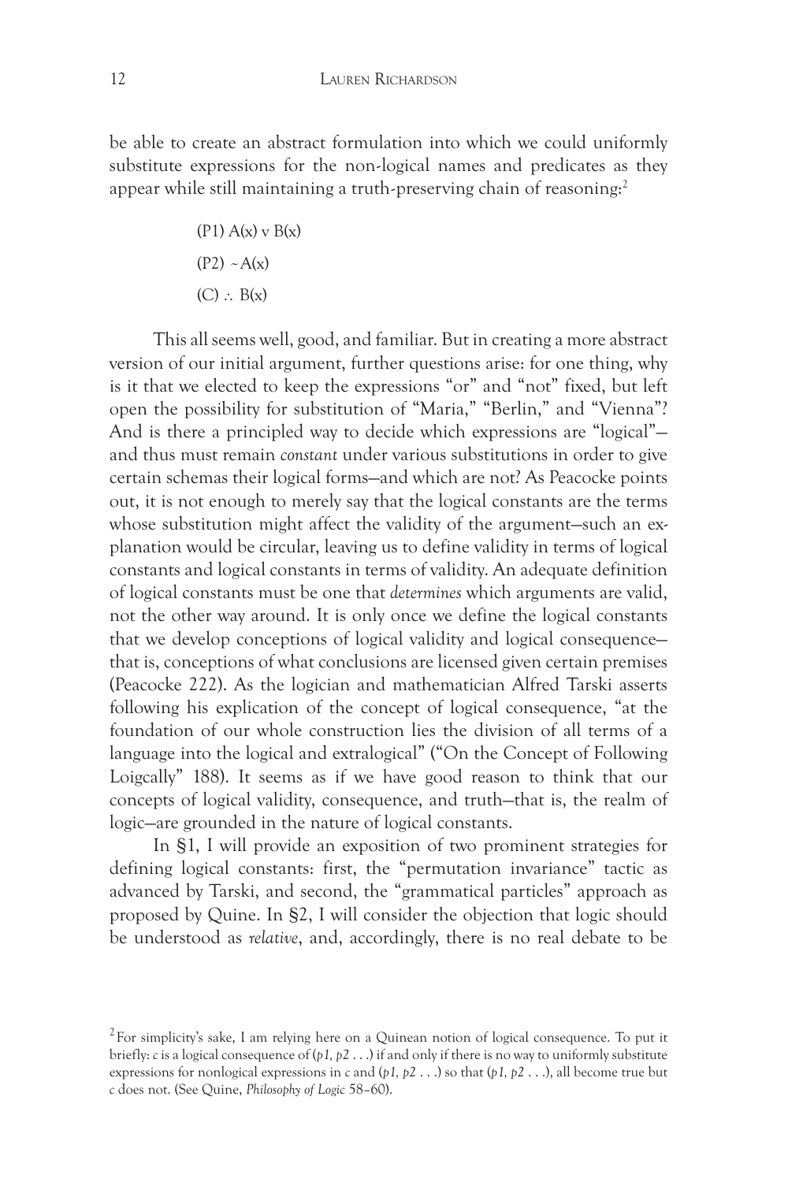be able to create an abstract formulation into which we could uniformly substitute expressions for the non-logical names and predicates as they appear while still maintaining a truth-preserving chain of reasoning:[2]

(P1) A(x) v B(x)

(P2) ~A(x)

(C) ∴ B(x)

This all seems well, good, and familiar. But in creating a more abstract version of our initial argument, further questions arise: for one thing, why is it that we elected to keep the expressions "or" and "not" fixed, but left open the possibility for substitution of "Maria," "Berlin," and "Vienna"? And is there a principled way to decide which expressions are "logical"—and thus must remain *constant* under various substitutions in order to give certain schemas their logical forms—and which are not? As Peacocke points out, it is not enough to merely say that the logical constants are the terms whose substitution might affect the validity of the argument—such an explanation would be circular, leaving us to define validity in terms of logical constants and logical constants in terms of validity. An adequate definition of logical constants must be one that *determines* which arguments are valid, not the other way around. It is only once we define the logical constants that we develop conceptions of logical validity and logical consequence—that is, conceptions of what conclusions are licensed given certain premises (Peacocke 222). As the logician and mathematician Alfred Tarski asserts following his explication of the concept of logical consequence, "at the foundation of our whole construction lies the division of all terms of a language into the logical and extralogical" ("On the Concept of Following Loigcally" 188). It seems as if we have good reason to think that our concepts of logical validity, consequence, and truth—that is, the realm of logic—are grounded in the nature of logical constants.

In §1, I will provide an exposition of two prominent strategies for defining logical constants: first, the "permutation invariance" tactic as advanced by Tarski, and second, the "grammatical particles" approach as proposed by Quine. In §2, I will consider the objection that logic should be understood as *relative*, and, accordingly, there is no real debate to be

[2] For simplicity's sake, I am relying here on a Quinean notion of logical consequence. To put it briefly: *c* is a logical consequence of (*p1, p2 . . .*) if and only if there is no way to uniformly substitute expressions for nonlogical expressions in *c* and (*p1, p2 . . .*) so that (*p1, p2 . . .*), all become true but *c* does not. (See Quine, *Philosophy of Logic* 58–60).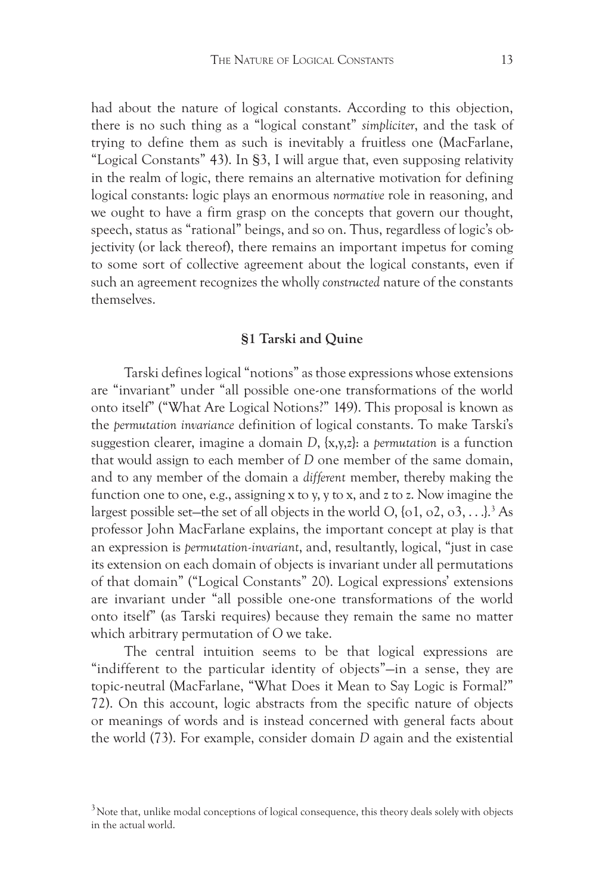had about the nature of logical constants. According to this objection, there is no such thing as a "logical constant" *simpliciter*, and the task of trying to define them as such is inevitably a fruitless one (MacFarlane, "Logical Constants" 43). In §3, I will argue that, even supposing relativity in the realm of logic, there remains an alternative motivation for defining logical constants: logic plays an enormous *normative* role in reasoning, and we ought to have a firm grasp on the concepts that govern our thought, speech, status as "rational" beings, and so on. Thus, regardless of logic's objectivity (or lack thereof), there remains an important impetus for coming to some sort of collective agreement about the logical constants, even if such an agreement recognizes the wholly *constructed* nature of the constants themselves.

## §1 Tarski and Quine

Tarski defines logical "notions" as those expressions whose extensions are "invariant" under "all possible one-one transformations of the world onto itself" ("What Are Logical Notions?" 149). This proposal is known as the *permutation invariance* definition of logical constants. To make Tarski's suggestion clearer, imagine a domain *D*, {x,y,z}: a *permutation* is a function that would assign to each member of *D* one member of the same domain, and to any member of the domain a *different* member, thereby making the function one to one, e.g., assigning x to y, y to x, and z to z. Now imagine the largest possible set—the set of all objects in the world O, {o1, o2, o3, . . .}.[3] As professor John MacFarlane explains, the important concept at play is that an expression is *permutation-invariant*, and, resultantly, logical, "just in case its extension on each domain of objects is invariant under all permutations of that domain" ("Logical Constants" 20). Logical expressions' extensions are invariant under "all possible one-one transformations of the world onto itself" (as Tarski requires) because they remain the same no matter which arbitrary permutation of O we take.

The central intuition seems to be that logical expressions are "indifferent to the particular identity of objects"—in a sense, they are topic-neutral (MacFarlane, "What Does it Mean to Say Logic is Formal?" 72). On this account, logic abstracts from the specific nature of objects or meanings of words and is instead concerned with general facts about the world (73). For example, consider domain *D* again and the existential

[3] Note that, unlike modal conceptions of logical consequence, this theory deals solely with objects in the actual world.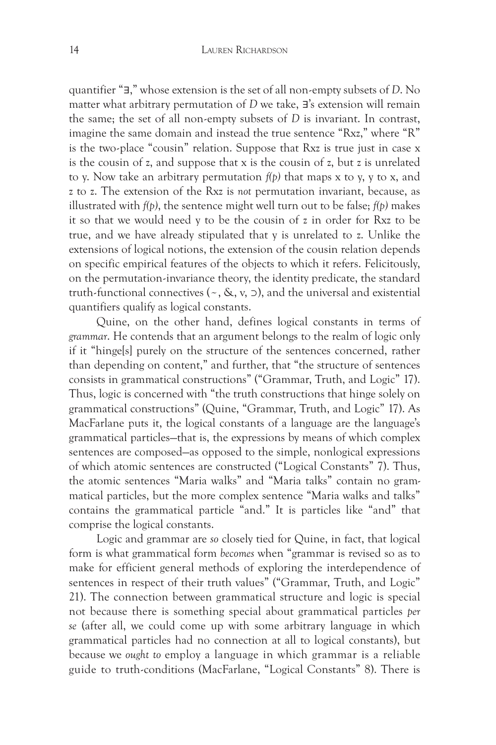quantifier "∃," whose extension is the set of all non-empty subsets of *D*. No matter what arbitrary permutation of *D* we take, ∃'s extension will remain the same; the set of all non-empty subsets of *D* is invariant. In contrast, imagine the same domain and instead the true sentence "Rxz," where "R" is the two-place "cousin" relation. Suppose that Rxz is true just in case x is the cousin of *z*, and suppose that x is the cousin of *z*, but *z* is unrelated to y. Now take an arbitrary permutation *f(p)* that maps x to y, y to x, and *z* to *z*. The extension of the Rxz is *not* permutation invariant, because, as illustrated with *f(p)*, the sentence might well turn out to be false; *f(p)* makes it so that we would need y to be the cousin of *z* in order for Rxz to be true, and we have already stipulated that y is unrelated to *z*. Unlike the extensions of logical notions, the extension of the cousin relation depends on specific empirical features of the objects to which it refers. Felicitously, on the permutation-invariance theory, the identity predicate, the standard truth-functional connectives (~, &, v, ⊃), and the universal and existential quantifiers qualify as logical constants.

Quine, on the other hand, defines logical constants in terms of *grammar*. He contends that an argument belongs to the realm of logic only if it "hinge[s] purely on the structure of the sentences concerned, rather than depending on content," and further, that "the structure of sentences consists in grammatical constructions" ("Grammar, Truth, and Logic" 17). Thus, logic is concerned with "the truth constructions that hinge solely on grammatical constructions" (Quine, "Grammar, Truth, and Logic" 17). As MacFarlane puts it, the logical constants of a language are the language's grammatical particles—that is, the expressions by means of which complex sentences are composed—as opposed to the simple, nonlogical expressions of which atomic sentences are constructed ("Logical Constants" 7). Thus, the atomic sentences "Maria walks" and "Maria talks" contain no grammatical particles, but the more complex sentence "Maria walks and talks" contains the grammatical particle "and." It is particles like "and" that comprise the logical constants.

Logic and grammar are *so* closely tied for Quine, in fact, that logical form is what grammatical form *becomes* when "grammar is revised so as to make for efficient general methods of exploring the interdependence of sentences in respect of their truth values" ("Grammar, Truth, and Logic" 21). The connection between grammatical structure and logic is special not because there is something special about grammatical particles *per se* (after all, we could come up with some arbitrary language in which grammatical particles had no connection at all to logical constants), but because we *ought to* employ a language in which grammar is a reliable guide to truth-conditions (MacFarlane, "Logical Constants" 8). There is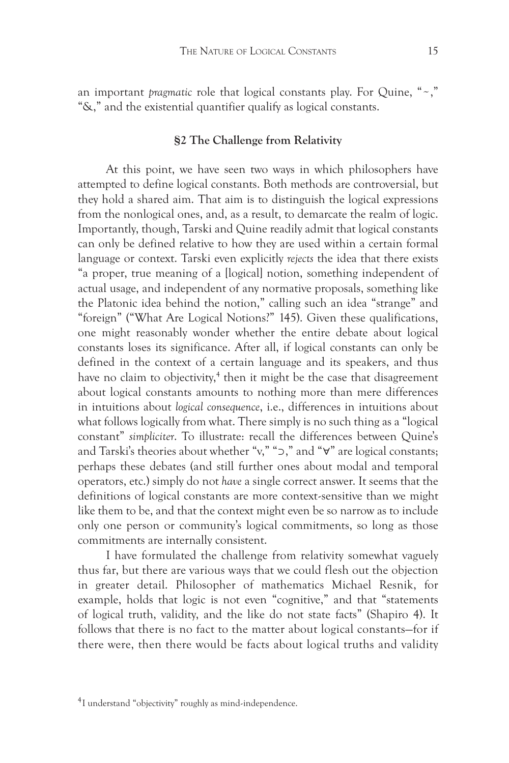an important *pragmatic* role that logical constants play. For Quine, "~," "&," and the existential quantifier qualify as logical constants.

## §2 The Challenge from Relativity

At this point, we have seen two ways in which philosophers have attempted to define logical constants. Both methods are controversial, but they hold a shared aim. That aim is to distinguish the logical expressions from the nonlogical ones, and, as a result, to demarcate the realm of logic. Importantly, though, Tarski and Quine readily admit that logical constants can only be defined relative to how they are used within a certain formal language or context. Tarski even explicitly *rejects* the idea that there exists "a proper, true meaning of a [logical] notion, something independent of actual usage, and independent of any normative proposals, something like the Platonic idea behind the notion," calling such an idea "strange" and "foreign" ("What Are Logical Notions?" 145). Given these qualifications, one might reasonably wonder whether the entire debate about logical constants loses its significance. After all, if logical constants can only be defined in the context of a certain language and its speakers, and thus have no claim to objectivity,[4] then it might be the case that disagreement about logical constants amounts to nothing more than mere differences in intuitions about *logical consequence*, i.e., differences in intuitions about what follows logically from what. There simply is no such thing as a "logical constant" *simpliciter*. To illustrate: recall the differences between Quine's and Tarski's theories about whether "v," "⊃," and "∀" are logical constants; perhaps these debates (and still further ones about modal and temporal operators, etc.) simply do not *have* a single correct answer. It seems that the definitions of logical constants are more context-sensitive than we might like them to be, and that the context might even be so narrow as to include only one person or community's logical commitments, so long as those commitments are internally consistent.

I have formulated the challenge from relativity somewhat vaguely thus far, but there are various ways that we could flesh out the objection in greater detail. Philosopher of mathematics Michael Resnik, for example, holds that logic is not even "cognitive," and that "statements of logical truth, validity, and the like do not state facts" (Shapiro 4). It follows that there is no fact to the matter about logical constants—for if there were, then there would be facts about logical truths and validity

[4] I understand "objectivity" roughly as mind-independence.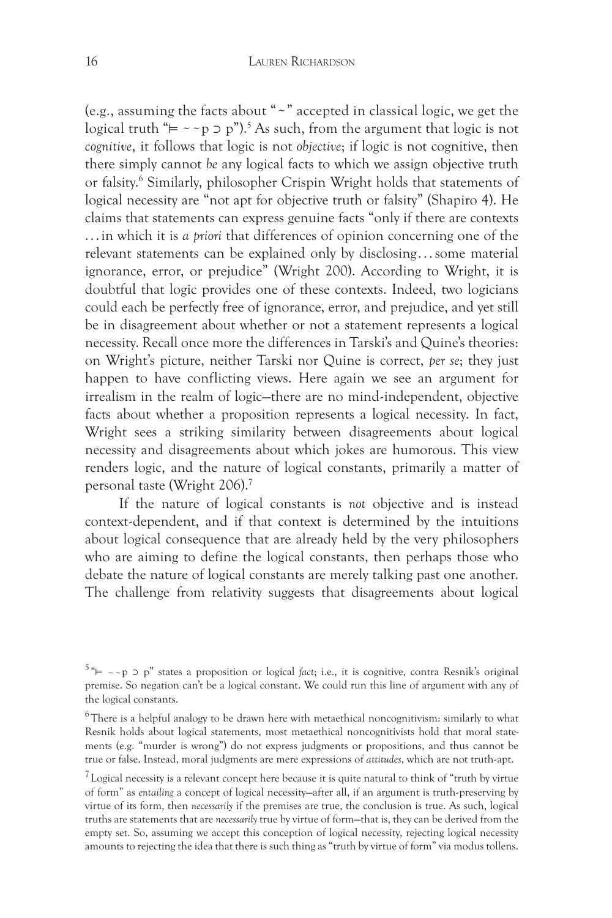(e.g., assuming the facts about "~" accepted in classical logic, we get the logical truth "$\vDash \sim\sim p \supset p$").[5] As such, from the argument that logic is not *cognitive*, it follows that logic is not *objective*; if logic is not cognitive, then there simply cannot *be* any logical facts to which we assign objective truth or falsity.[6] Similarly, philosopher Crispin Wright holds that statements of logical necessity are "not apt for objective truth or falsity" (Shapiro 4). He claims that statements can express genuine facts "only if there are contexts . . . in which it is *a priori* that differences of opinion concerning one of the relevant statements can be explained only by disclosing . . . some material ignorance, error, or prejudice" (Wright 200). According to Wright, it is doubtful that logic provides one of these contexts. Indeed, two logicians could each be perfectly free of ignorance, error, and prejudice, and yet still be in disagreement about whether or not a statement represents a logical necessity. Recall once more the differences in Tarski's and Quine's theories: on Wright's picture, neither Tarski nor Quine is correct, *per se*; they just happen to have conflicting views. Here again we see an argument for irrealism in the realm of logic—there are no mind-independent, objective facts about whether a proposition represents a logical necessity. In fact, Wright sees a striking similarity between disagreements about logical necessity and disagreements about which jokes are humorous. This view renders logic, and the nature of logical constants, primarily a matter of personal taste (Wright 206).[7]

If the nature of logical constants is *not* objective and is instead context-dependent, and if that context is determined by the intuitions about logical consequence that are already held by the very philosophers who are aiming to define the logical constants, then perhaps those who debate the nature of logical constants are merely talking past one another. The challenge from relativity suggests that disagreements about logical

---

[5] "$\vDash \sim\sim p \supset p$" states a proposition or logical *fact*; i.e., it is cognitive, contra Resnik's original premise. So negation can't be a logical constant. We could run this line of argument with any of the logical constants.

[6] There is a helpful analogy to be drawn here with metaethical noncognitivism: similarly to what Resnik holds about logical statements, most metaethical noncognitivists hold that moral statements (e.g. "murder is wrong") do not express judgments or propositions, and thus cannot be true or false. Instead, moral judgments are mere expressions of *attitudes*, which are not truth-apt.

[7] Logical necessity is a relevant concept here because it is quite natural to think of "truth by virtue of form" as *entailing* a concept of logical necessity—after all, if an argument is truth-preserving by virtue of its form, then *necessarily* if the premises are true, the conclusion is true. As such, logical truths are statements that are *necessarily* true by virtue of form—that is, they can be derived from the empty set. So, assuming we accept this conception of logical necessity, rejecting logical necessity amounts to rejecting the idea that there is such thing as "truth by virtue of form" via modus tollens.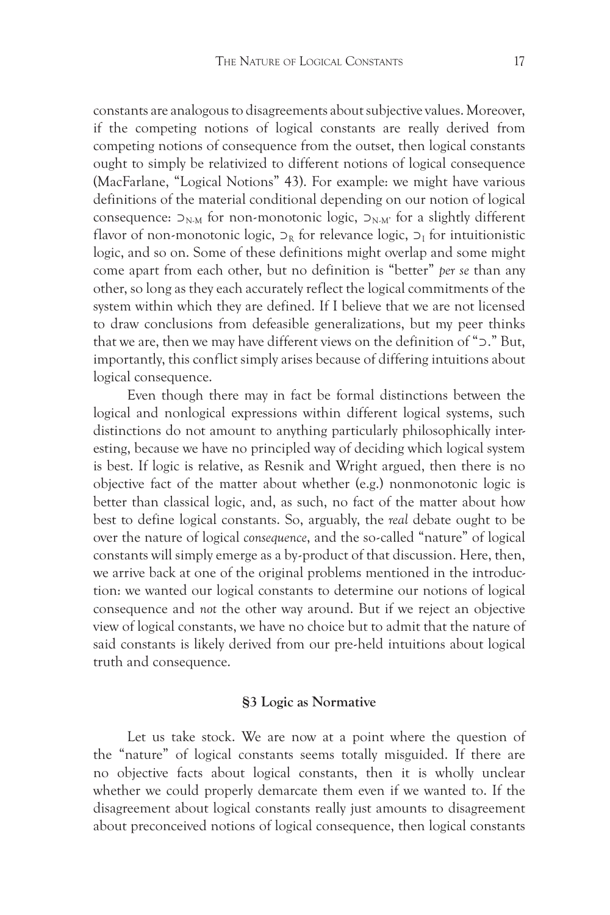constants are analogous to disagreements about subjective values. Moreover, if the competing notions of logical constants are really derived from competing notions of consequence from the outset, then logical constants ought to simply be relativized to different notions of logical consequence (MacFarlane, "Logical Notions" 43). For example: we might have various definitions of the material conditional depending on our notion of logical consequence: $\supset_{N\text{-}M}$ for non-monotonic logic, $\supset_{N\text{-}M'}$ for a slightly different flavor of non-monotonic logic, $\supset_R$ for relevance logic, $\supset_I$ for intuitionistic logic, and so on. Some of these definitions might overlap and some might come apart from each other, but no definition is "better" *per se* than any other, so long as they each accurately reflect the logical commitments of the system within which they are defined. If I believe that we are not licensed to draw conclusions from defeasible generalizations, but my peer thinks that we are, then we may have different views on the definition of "$\supset$." But, importantly, this conflict simply arises because of differing intuitions about logical consequence.

Even though there may in fact be formal distinctions between the logical and nonlogical expressions within different logical systems, such distinctions do not amount to anything particularly philosophically interesting, because we have no principled way of deciding which logical system is best. If logic is relative, as Resnik and Wright argued, then there is no objective fact of the matter about whether (e.g.) nonmonotonic logic is better than classical logic, and, as such, no fact of the matter about how best to define logical constants. So, arguably, the *real* debate ought to be over the nature of logical *consequence*, and the so-called "nature" of logical constants will simply emerge as a by-product of that discussion. Here, then, we arrive back at one of the original problems mentioned in the introduction: we wanted our logical constants to determine our notions of logical consequence and *not* the other way around. But if we reject an objective view of logical constants, we have no choice but to admit that the nature of said constants is likely derived from our pre-held intuitions about logical truth and consequence.

### §3 Logic as Normative

Let us take stock. We are now at a point where the question of the "nature" of logical constants seems totally misguided. If there are no objective facts about logical constants, then it is wholly unclear whether we could properly demarcate them even if we wanted to. If the disagreement about logical constants really just amounts to disagreement about preconceived notions of logical consequence, then logical constants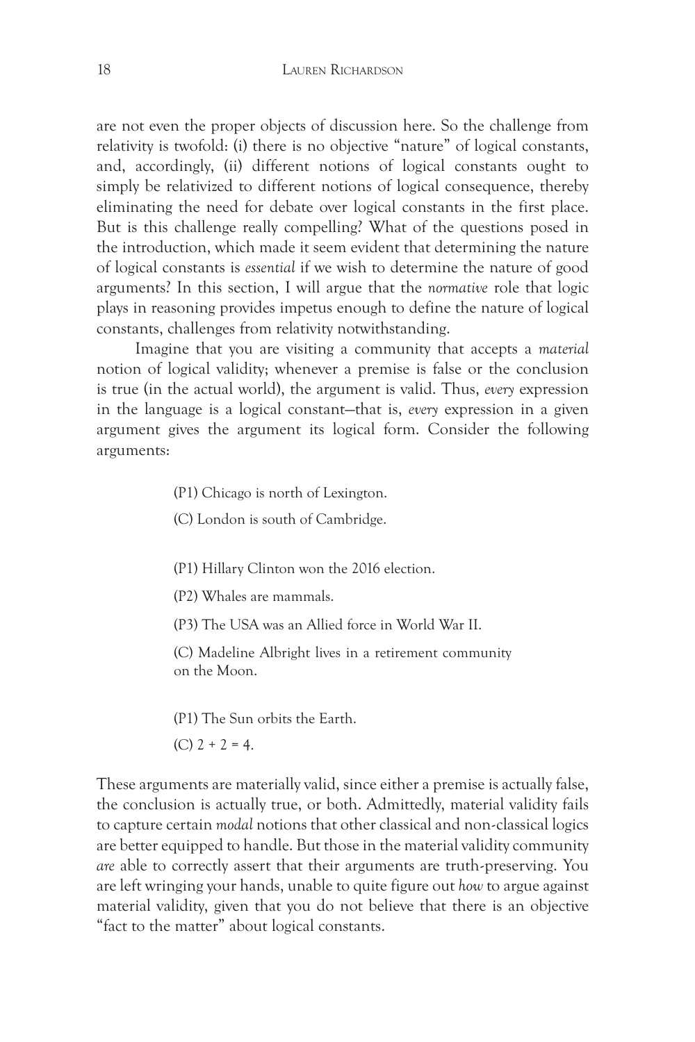are not even the proper objects of discussion here. So the challenge from relativity is twofold: (i) there is no objective "nature" of logical constants, and, accordingly, (ii) different notions of logical constants ought to simply be relativized to different notions of logical consequence, thereby eliminating the need for debate over logical constants in the first place. But is this challenge really compelling? What of the questions posed in the introduction, which made it seem evident that determining the nature of logical constants is *essential* if we wish to determine the nature of good arguments? In this section, I will argue that the *normative* role that logic plays in reasoning provides impetus enough to define the nature of logical constants, challenges from relativity notwithstanding.

Imagine that you are visiting a community that accepts a *material* notion of logical validity; whenever a premise is false or the conclusion is true (in the actual world), the argument is valid. Thus, *every* expression in the language is a logical constant—that is, *every* expression in a given argument gives the argument its logical form. Consider the following arguments:

> (P1) Chicago is north of Lexington.
>
> (C) London is south of Cambridge.

> (P1) Hillary Clinton won the 2016 election.
>
> (P2) Whales are mammals.
>
> (P3) The USA was an Allied force in World War II.
>
> (C) Madeline Albright lives in a retirement community on the Moon.

> (P1) The Sun orbits the Earth.
>
> (C) $2 + 2 = 4$.

These arguments are materially valid, since either a premise is actually false, the conclusion is actually true, or both. Admittedly, material validity fails to capture certain *modal* notions that other classical and non-classical logics are better equipped to handle. But those in the material validity community *are* able to correctly assert that their arguments are truth-preserving. You are left wringing your hands, unable to quite figure out *how* to argue against material validity, given that you do not believe that there is an objective "fact to the matter" about logical constants.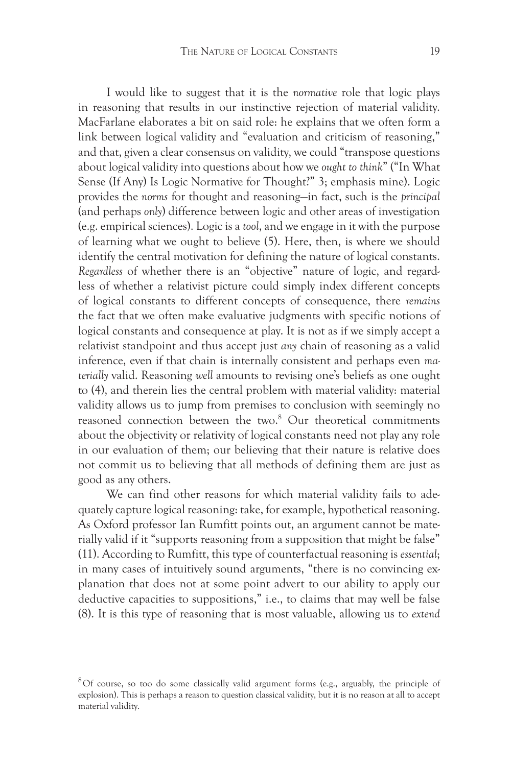I would like to suggest that it is the *normative* role that logic plays in reasoning that results in our instinctive rejection of material validity. MacFarlane elaborates a bit on said role: he explains that we often form a link between logical validity and "evaluation and criticism of reasoning," and that, given a clear consensus on validity, we could "transpose questions about logical validity into questions about how we *ought to think*" ("In What Sense (If Any) Is Logic Normative for Thought?" 3; emphasis mine). Logic provides the *norms* for thought and reasoning—in fact, such is the *principal* (and perhaps *only*) difference between logic and other areas of investigation (e.g. empirical sciences). Logic is a *tool*, and we engage in it with the purpose of learning what we ought to believe (5). Here, then, is where we should identify the central motivation for defining the nature of logical constants. *Regardless* of whether there is an "objective" nature of logic, and regardless of whether a relativist picture could simply index different concepts of logical constants to different concepts of consequence, there *remains* the fact that we often make evaluative judgments with specific notions of logical constants and consequence at play. It is not as if we simply accept a relativist standpoint and thus accept just *any* chain of reasoning as a valid inference, even if that chain is internally consistent and perhaps even *materially* valid. Reasoning *well* amounts to revising one's beliefs as one ought to (4), and therein lies the central problem with material validity: material validity allows us to jump from premises to conclusion with seemingly no reasoned connection between the two.[8] Our theoretical commitments about the objectivity or relativity of logical constants need not play any role in our evaluation of them; our believing that their nature is relative does not commit us to believing that all methods of defining them are just as good as any others.

We can find other reasons for which material validity fails to adequately capture logical reasoning: take, for example, hypothetical reasoning. As Oxford professor Ian Rumfitt points out, an argument cannot be materially valid if it "supports reasoning from a supposition that might be false" (11). According to Rumfitt, this type of counterfactual reasoning is *essential*; in many cases of intuitively sound arguments, "there is no convincing explanation that does not at some point advert to our ability to apply our deductive capacities to suppositions," i.e., to claims that may well be false (8). It is this type of reasoning that is most valuable, allowing us to *extend*

[8] Of course, so too do some classically valid argument forms (e.g., arguably, the principle of explosion). This is perhaps a reason to question classical validity, but it is no reason at all to accept material validity.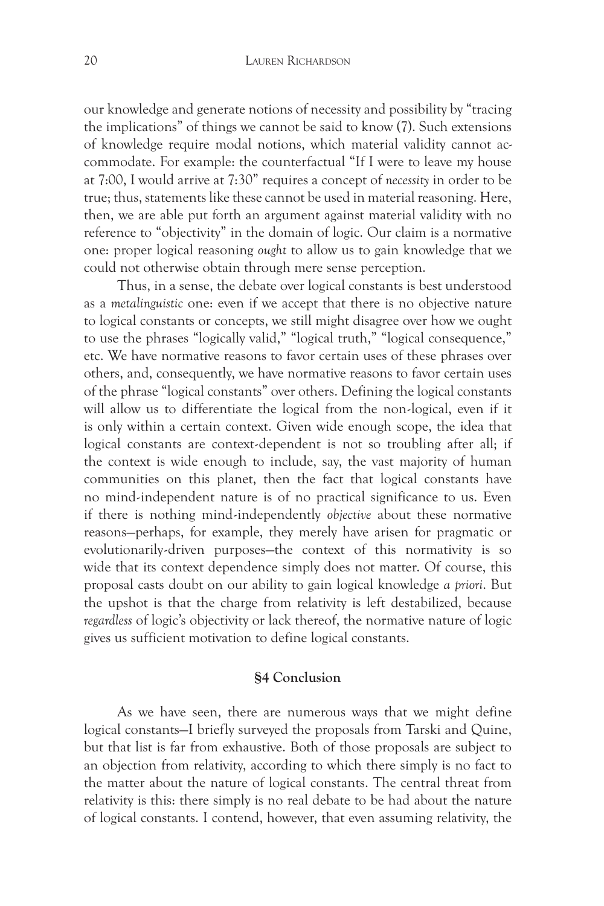our knowledge and generate notions of necessity and possibility by "tracing the implications" of things we cannot be said to know (7). Such extensions of knowledge require modal notions, which material validity cannot accommodate. For example: the counterfactual "If I were to leave my house at 7:00, I would arrive at 7:30" requires a concept of *necessity* in order to be true; thus, statements like these cannot be used in material reasoning. Here, then, we are able put forth an argument against material validity with no reference to "objectivity" in the domain of logic. Our claim is a normative one: proper logical reasoning *ought* to allow us to gain knowledge that we could not otherwise obtain through mere sense perception.

Thus, in a sense, the debate over logical constants is best understood as a *metalinguistic* one: even if we accept that there is no objective nature to logical constants or concepts, we still might disagree over how we ought to use the phrases "logically valid," "logical truth," "logical consequence," etc. We have normative reasons to favor certain uses of these phrases over others, and, consequently, we have normative reasons to favor certain uses of the phrase "logical constants" over others. Defining the logical constants will allow us to differentiate the logical from the non-logical, even if it is only within a certain context. Given wide enough scope, the idea that logical constants are context-dependent is not so troubling after all; if the context is wide enough to include, say, the vast majority of human communities on this planet, then the fact that logical constants have no mind-independent nature is of no practical significance to us. Even if there is nothing mind-independently *objective* about these normative reasons—perhaps, for example, they merely have arisen for pragmatic or evolutionarily-driven purposes—the context of this normativity is so wide that its context dependence simply does not matter. Of course, this proposal casts doubt on our ability to gain logical knowledge *a priori*. But the upshot is that the charge from relativity is left destabilized, because *regardless* of logic's objectivity or lack thereof, the normative nature of logic gives us sufficient motivation to define logical constants.

## §4 Conclusion

As we have seen, there are numerous ways that we might define logical constants—I briefly surveyed the proposals from Tarski and Quine, but that list is far from exhaustive. Both of those proposals are subject to an objection from relativity, according to which there simply is no fact to the matter about the nature of logical constants. The central threat from relativity is this: there simply is no real debate to be had about the nature of logical constants. I contend, however, that even assuming relativity, the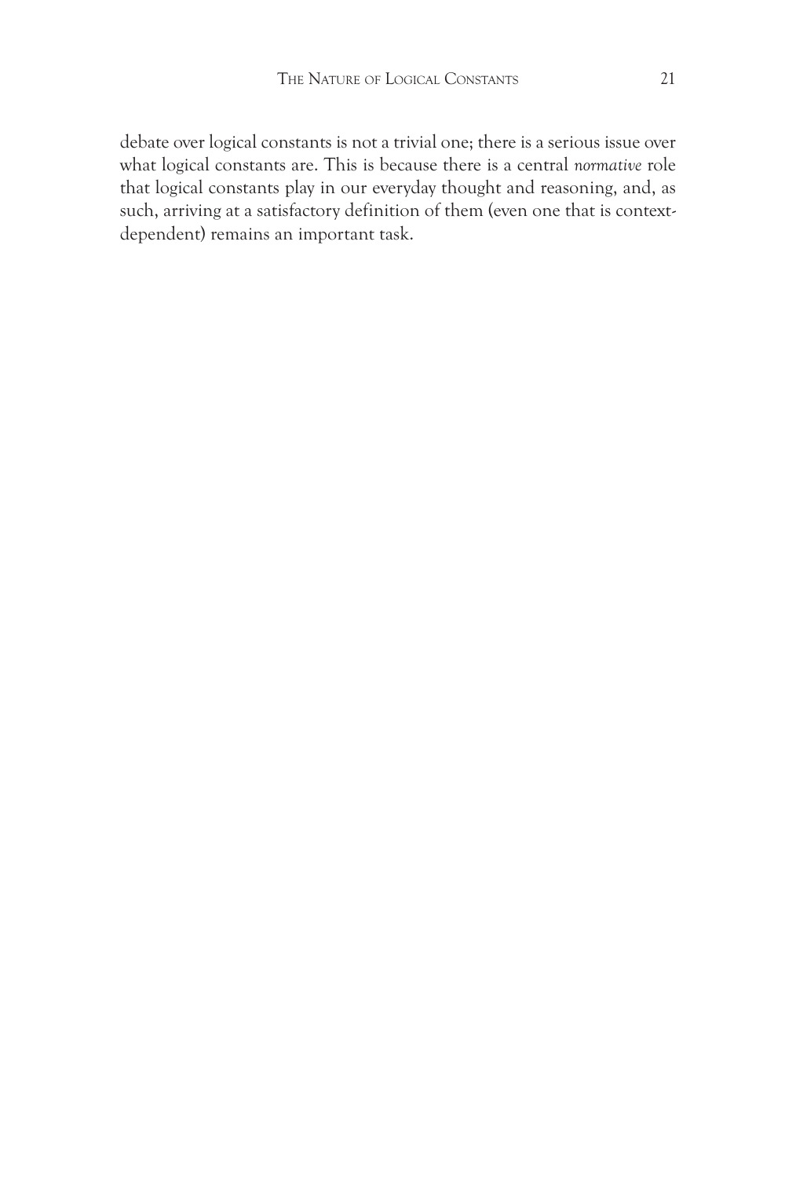debate over logical constants is not a trivial one; there is a serious issue over what logical constants are. This is because there is a central *normative* role that logical constants play in our everyday thought and reasoning, and, as such, arriving at a satisfactory definition of them (even one that is context-dependent) remains an important task.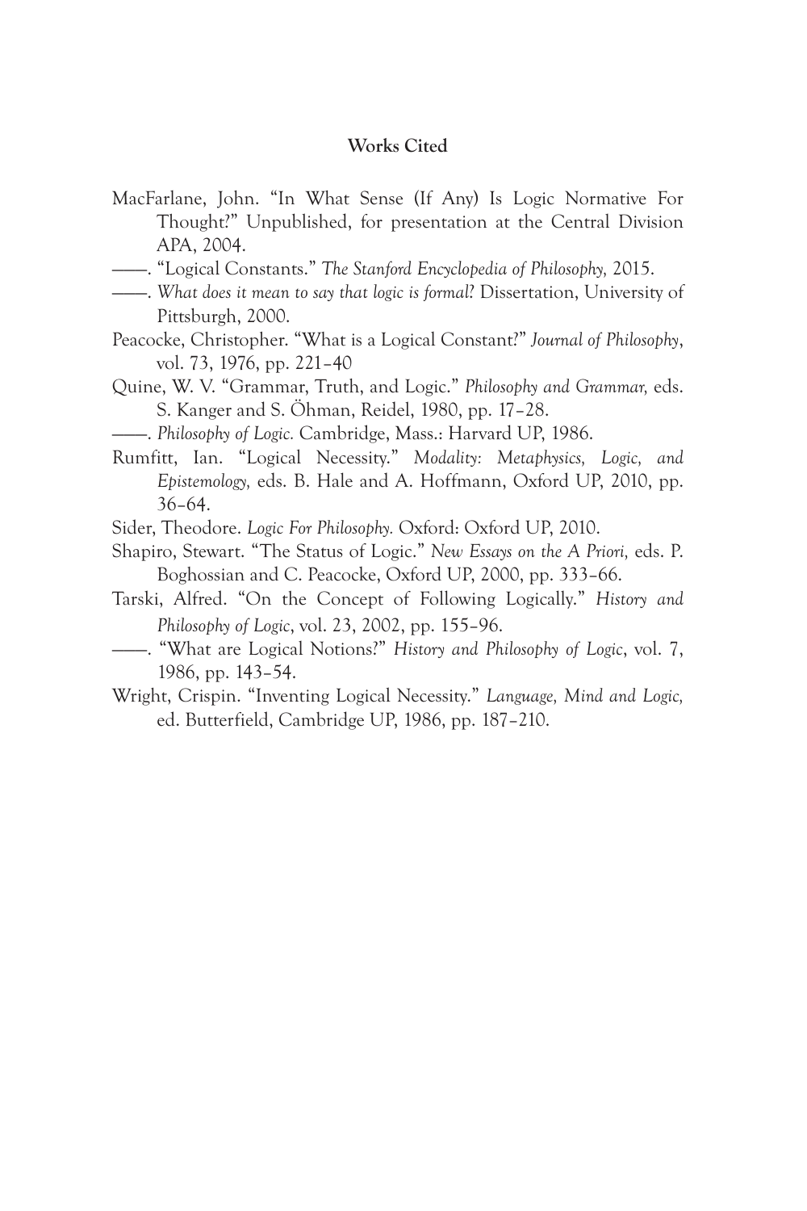**Works Cited**

MacFarlane, John. "In What Sense (If Any) Is Logic Normative For Thought?" Unpublished, for presentation at the Central Division APA, 2004.

——. "Logical Constants." *The Stanford Encyclopedia of Philosophy,* 2015.

——. *What does it mean to say that logic is formal?* Dissertation, University of Pittsburgh, 2000.

Peacocke, Christopher. "What is a Logical Constant?" *Journal of Philosophy*, vol. 73, 1976, pp. 221–40

Quine, W. V. "Grammar, Truth, and Logic." *Philosophy and Grammar,* eds. S. Kanger and S. Öhman, Reidel, 1980, pp. 17–28.

——. *Philosophy of Logic.* Cambridge, Mass.: Harvard UP, 1986.

Rumfitt, Ian. "Logical Necessity." *Modality: Metaphysics, Logic, and Epistemology,* eds. B. Hale and A. Hoffmann, Oxford UP, 2010, pp. 36–64.

Sider, Theodore. *Logic For Philosophy.* Oxford: Oxford UP, 2010.

Shapiro, Stewart. "The Status of Logic." *New Essays on the A Priori,* eds. P. Boghossian and C. Peacocke, Oxford UP, 2000, pp. 333–66.

Tarski, Alfred. "On the Concept of Following Logically." *History and Philosophy of Logic*, vol. 23, 2002, pp. 155–96.

——. "What are Logical Notions?" *History and Philosophy of Logic*, vol. 7, 1986, pp. 143–54.

Wright, Crispin. "Inventing Logical Necessity." *Language, Mind and Logic,* ed. Butterfield, Cambridge UP, 1986, pp. 187–210.